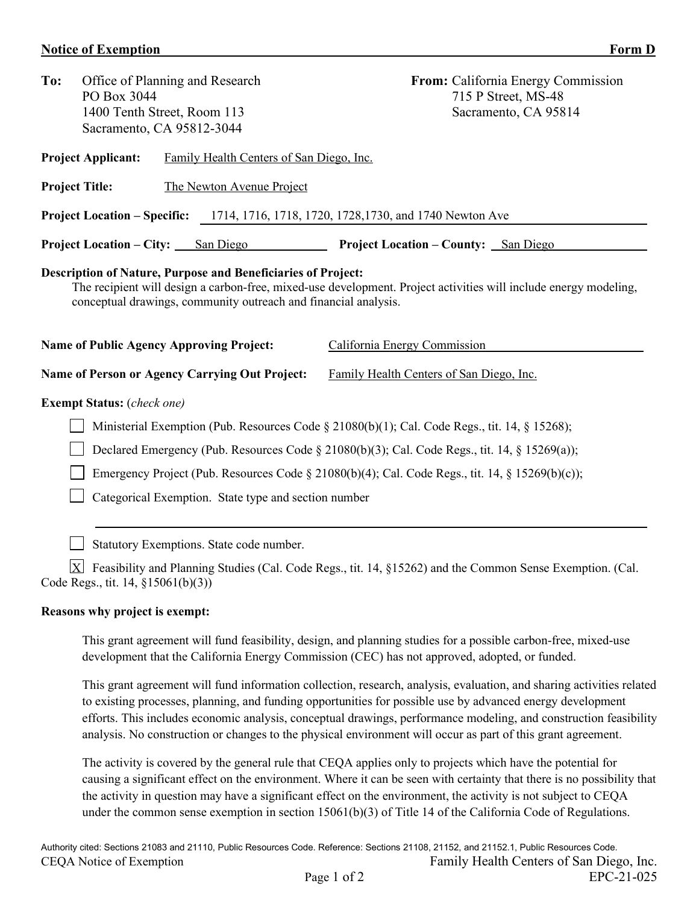## Notice of Exemption Form D

**To:** Office of Planning and Research
PO Box 3044
1400 Tenth Street, Room 113
Sacramento, CA 95812-3044

**From:** California Energy Commission
715 P Street, MS-48
Sacramento, CA 95814

**Project Applicant:** Family Health Centers of San Diego, Inc.

**Project Title:** The Newton Avenue Project

**Project Location – Specific:** 1714, 1716, 1718, 1720, 1728,1730, and 1740 Newton Ave

**Project Location – City:** San Diego **Project Location – County:** San Diego

**Description of Nature, Purpose and Beneficiaries of Project:**
The recipient will design a carbon-free, mixed-use development. Project activities will include energy modeling, conceptual drawings, community outreach and financial analysis.

**Name of Public Agency Approving Project:** California Energy Commission

**Name of Person or Agency Carrying Out Project:** Family Health Centers of San Diego, Inc.

**Exempt Status:** (*check one*)

- [ ] Ministerial Exemption (Pub. Resources Code § 21080(b)(1); Cal. Code Regs., tit. 14, § 15268);
- [ ] Declared Emergency (Pub. Resources Code § 21080(b)(3); Cal. Code Regs., tit. 14, § 15269(a));
- [ ] Emergency Project (Pub. Resources Code § 21080(b)(4); Cal. Code Regs., tit. 14, § 15269(b)(c));
- [ ] Categorical Exemption. State type and section number
- [ ] Statutory Exemptions. State code number.
- [X] Feasibility and Planning Studies (Cal. Code Regs., tit. 14, §15262) and the Common Sense Exemption. (Cal. Code Regs., tit. 14, §15061(b)(3))

**Reasons why project is exempt:**

This grant agreement will fund feasibility, design, and planning studies for a possible carbon-free, mixed-use development that the California Energy Commission (CEC) has not approved, adopted, or funded.

This grant agreement will fund information collection, research, analysis, evaluation, and sharing activities related to existing processes, planning, and funding opportunities for possible use by advanced energy development efforts. This includes economic analysis, conceptual drawings, performance modeling, and construction feasibility analysis. No construction or changes to the physical environment will occur as part of this grant agreement.

The activity is covered by the general rule that CEQA applies only to projects which have the potential for causing a significant effect on the environment. Where it can be seen with certainty that there is no possibility that the activity in question may have a significant effect on the environment, the activity is not subject to CEQA under the common sense exemption in section 15061(b)(3) of Title 14 of the California Code of Regulations.

Authority cited: Sections 21083 and 21110, Public Resources Code. Reference: Sections 21108, 21152, and 21152.1, Public Resources Code.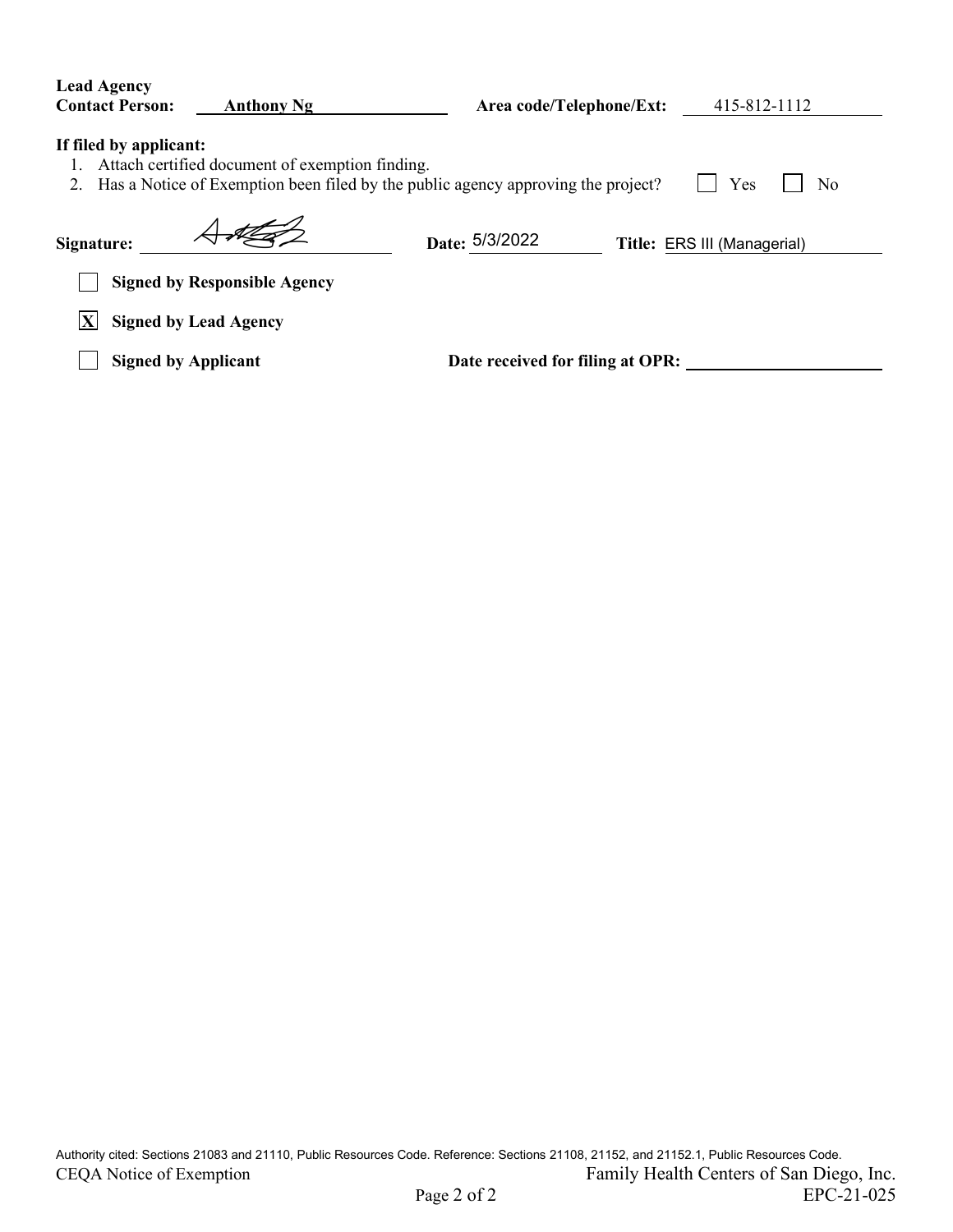**Lead Agency Contact Person:** Anthony Ng  **Area code/Telephone/Ext:** 415-812-1112

**If filed by applicant:**

1. Attach certified document of exemption finding.
2. Has a Notice of Exemption been filed by the public agency approving the project? ☐ Yes ☐ No

**Signature:** [signature]  **Date:** 5/3/2022  **Title:** ERS III (Managerial)

☐ **Signed by Responsible Agency**

☒ **Signed by Lead Agency**

☐ **Signed by Applicant**  **Date received for filing at OPR:** \_\_\_\_\_\_\_\_\_\_

Authority cited: Sections 21083 and 21110, Public Resources Code. Reference: Sections 21108, 21152, and 21152.1, Public Resources Code.

CEQA Notice of Exemption  Family Health Centers of San Diego, Inc.  EPC-21-025